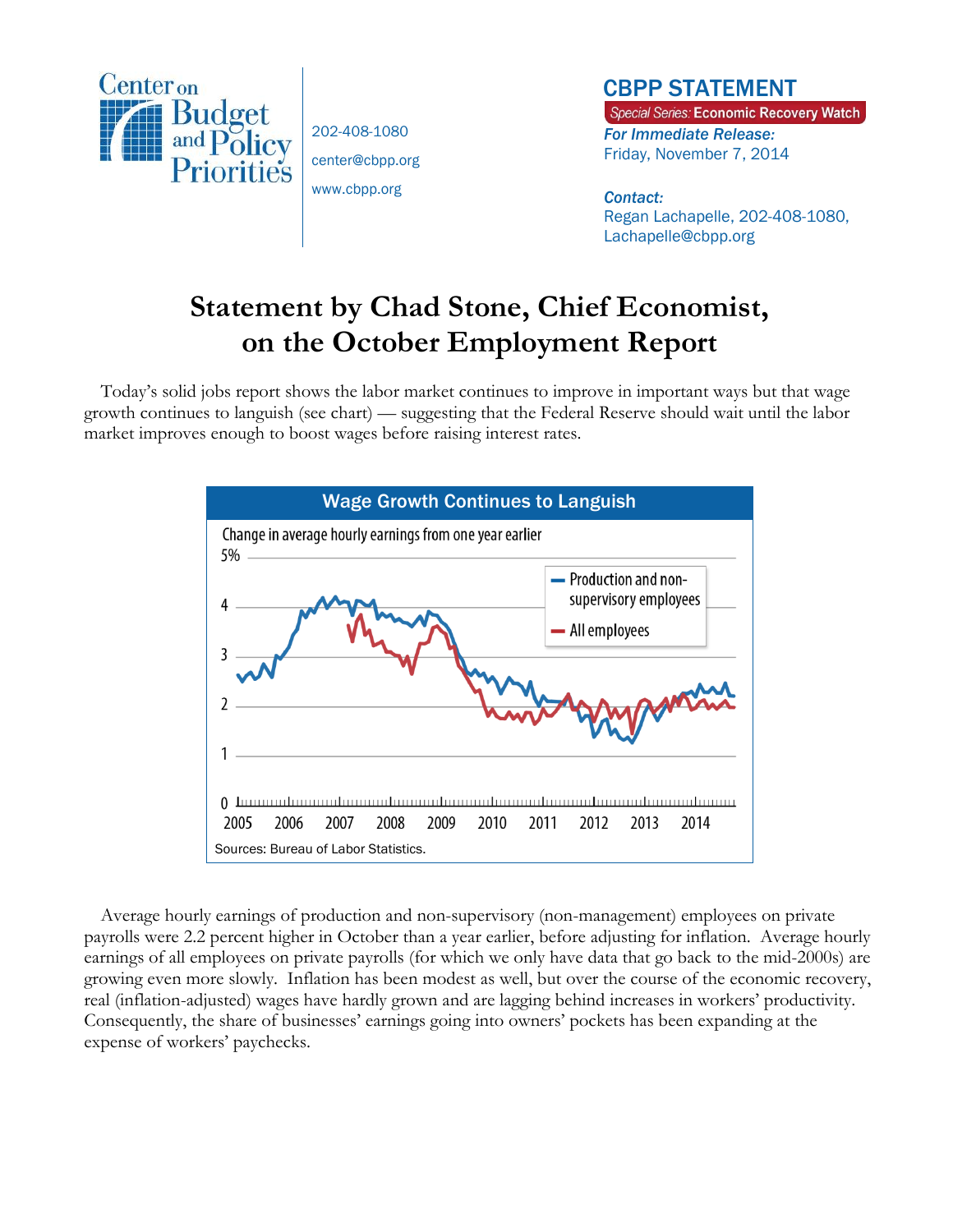Center on Budget and Policy Priorities

202-408-1080
center@cbpp.org
www.cbpp.org

**CBPP STATEMENT**
*Special Series:* **Economic Recovery Watch**

***For Immediate Release:***
Friday, November 7, 2014

***Contact:***
Regan Lachapelle, 202-408-1080, Lachapelle@cbpp.org

# Statement by Chad Stone, Chief Economist, on the October Employment Report

Today's solid jobs report shows the labor market continues to improve in important ways but that wage growth continues to languish (see chart) — suggesting that the Federal Reserve should wait until the labor market improves enough to boost wages before raising interest rates.

**Wage Growth Continues to Languish**

Change in average hourly earnings from one year earlier

Legend: Production and non-supervisory employees; All employees

Sources: Bureau of Labor Statistics.

Average hourly earnings of production and non-supervisory (non-management) employees on private payrolls were 2.2 percent higher in October than a year earlier, before adjusting for inflation. Average hourly earnings of all employees on private payrolls (for which we only have data that go back to the mid-2000s) are growing even more slowly. Inflation has been modest as well, but over the course of the economic recovery, real (inflation-adjusted) wages have hardly grown and are lagging behind increases in workers' productivity. Consequently, the share of businesses' earnings going into owners' pockets has been expanding at the expense of workers' paychecks.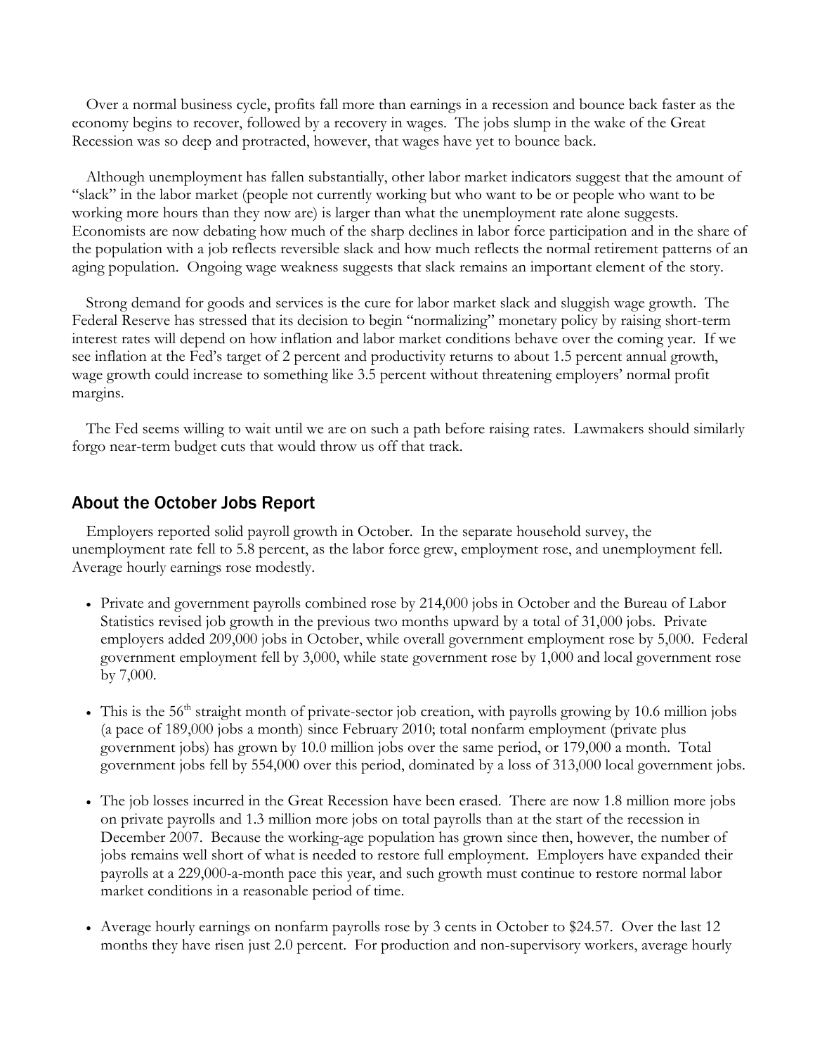Over a normal business cycle, profits fall more than earnings in a recession and bounce back faster as the economy begins to recover, followed by a recovery in wages. The jobs slump in the wake of the Great Recession was so deep and protracted, however, that wages have yet to bounce back.

Although unemployment has fallen substantially, other labor market indicators suggest that the amount of "slack" in the labor market (people not currently working but who want to be or people who want to be working more hours than they now are) is larger than what the unemployment rate alone suggests. Economists are now debating how much of the sharp declines in labor force participation and in the share of the population with a job reflects reversible slack and how much reflects the normal retirement patterns of an aging population. Ongoing wage weakness suggests that slack remains an important element of the story.

Strong demand for goods and services is the cure for labor market slack and sluggish wage growth. The Federal Reserve has stressed that its decision to begin "normalizing" monetary policy by raising short-term interest rates will depend on how inflation and labor market conditions behave over the coming year. If we see inflation at the Fed's target of 2 percent and productivity returns to about 1.5 percent annual growth, wage growth could increase to something like 3.5 percent without threatening employers' normal profit margins.

The Fed seems willing to wait until we are on such a path before raising rates. Lawmakers should similarly forgo near-term budget cuts that would throw us off that track.

## About the October Jobs Report

Employers reported solid payroll growth in October. In the separate household survey, the unemployment rate fell to 5.8 percent, as the labor force grew, employment rose, and unemployment fell. Average hourly earnings rose modestly.

- Private and government payrolls combined rose by 214,000 jobs in October and the Bureau of Labor Statistics revised job growth in the previous two months upward by a total of 31,000 jobs. Private employers added 209,000 jobs in October, while overall government employment rose by 5,000. Federal government employment fell by 3,000, while state government rose by 1,000 and local government rose by 7,000.

- This is the 56th straight month of private-sector job creation, with payrolls growing by 10.6 million jobs (a pace of 189,000 jobs a month) since February 2010; total nonfarm employment (private plus government jobs) has grown by 10.0 million jobs over the same period, or 179,000 a month. Total government jobs fell by 554,000 over this period, dominated by a loss of 313,000 local government jobs.

- The job losses incurred in the Great Recession have been erased. There are now 1.8 million more jobs on private payrolls and 1.3 million more jobs on total payrolls than at the start of the recession in December 2007. Because the working-age population has grown since then, however, the number of jobs remains well short of what is needed to restore full employment. Employers have expanded their payrolls at a 229,000-a-month pace this year, and such growth must continue to restore normal labor market conditions in a reasonable period of time.

- Average hourly earnings on nonfarm payrolls rose by 3 cents in October to $24.57. Over the last 12 months they have risen just 2.0 percent. For production and non-supervisory workers, average hourly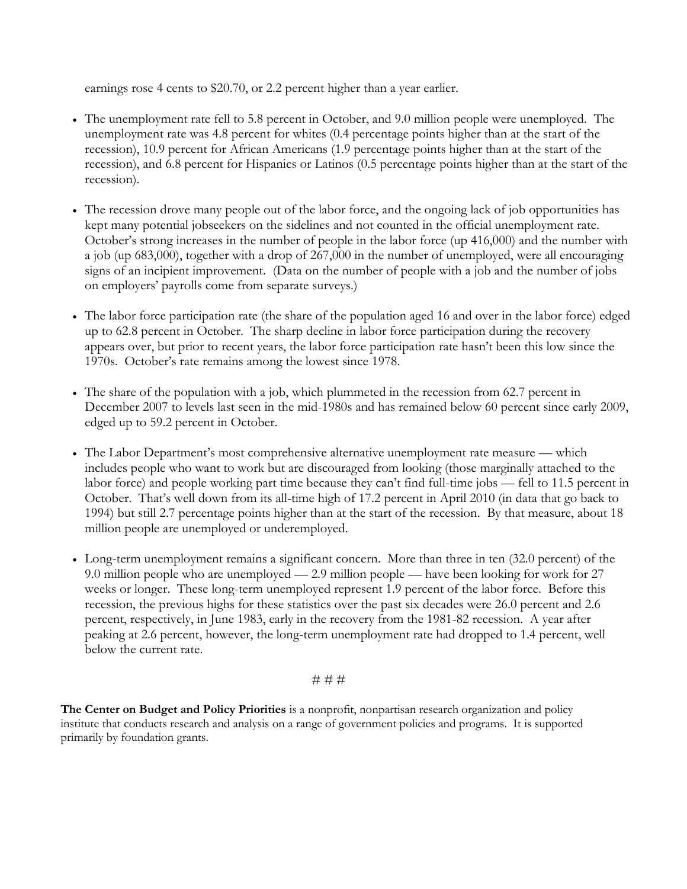earnings rose 4 cents to $20.70, or 2.2 percent higher than a year earlier.

- The unemployment rate fell to 5.8 percent in October, and 9.0 million people were unemployed. The unemployment rate was 4.8 percent for whites (0.4 percentage points higher than at the start of the recession), 10.9 percent for African Americans (1.9 percentage points higher than at the start of the recession), and 6.8 percent for Hispanics or Latinos (0.5 percentage points higher than at the start of the recession).

- The recession drove many people out of the labor force, and the ongoing lack of job opportunities has kept many potential jobseekers on the sidelines and not counted in the official unemployment rate. October's strong increases in the number of people in the labor force (up 416,000) and the number with a job (up 683,000), together with a drop of 267,000 in the number of unemployed, were all encouraging signs of an incipient improvement. (Data on the number of people with a job and the number of jobs on employers' payrolls come from separate surveys.)

- The labor force participation rate (the share of the population aged 16 and over in the labor force) edged up to 62.8 percent in October. The sharp decline in labor force participation during the recovery appears over, but prior to recent years, the labor force participation rate hasn't been this low since the 1970s. October's rate remains among the lowest since 1978.

- The share of the population with a job, which plummeted in the recession from 62.7 percent in December 2007 to levels last seen in the mid-1980s and has remained below 60 percent since early 2009, edged up to 59.2 percent in October.

- The Labor Department's most comprehensive alternative unemployment rate measure — which includes people who want to work but are discouraged from looking (those marginally attached to the labor force) and people working part time because they can't find full-time jobs — fell to 11.5 percent in October. That's well down from its all-time high of 17.2 percent in April 2010 (in data that go back to 1994) but still 2.7 percentage points higher than at the start of the recession. By that measure, about 18 million people are unemployed or underemployed.

- Long-term unemployment remains a significant concern. More than three in ten (32.0 percent) of the 9.0 million people who are unemployed — 2.9 million people — have been looking for work for 27 weeks or longer. These long-term unemployed represent 1.9 percent of the labor force. Before this recession, the previous highs for these statistics over the past six decades were 26.0 percent and 2.6 percent, respectively, in June 1983, early in the recovery from the 1981-82 recession. A year after peaking at 2.6 percent, however, the long-term unemployment rate had dropped to 1.4 percent, well below the current rate.

# # #

**The Center on Budget and Policy Priorities** is a nonprofit, nonpartisan research organization and policy institute that conducts research and analysis on a range of government policies and programs. It is supported primarily by foundation grants.